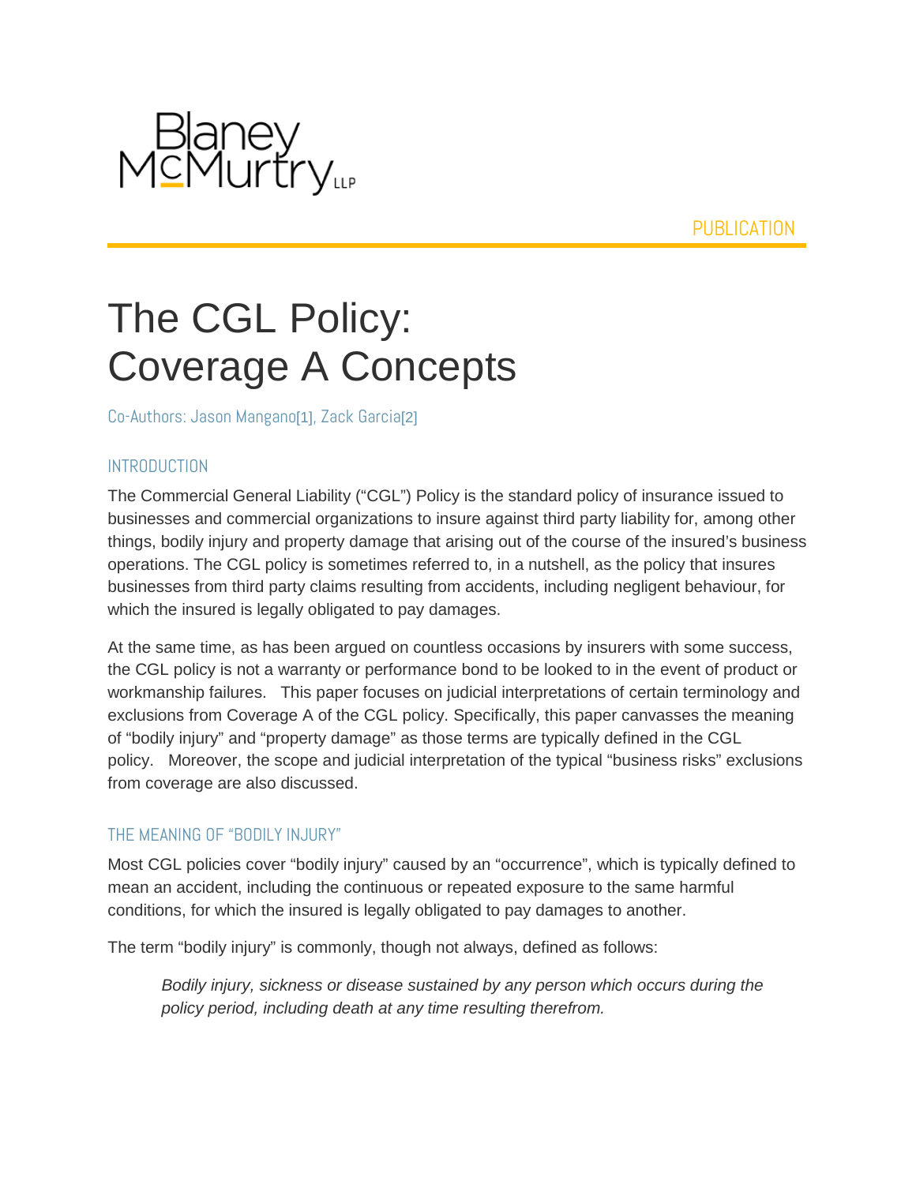Blaney McMurtry LLP

PUBLICATION

# The CGL Policy: Coverage A Concepts

Co-Authors: Jason Mangano[1], Zack Garcia[2]

## INTRODUCTION

The Commercial General Liability ("CGL") Policy is the standard policy of insurance issued to businesses and commercial organizations to insure against third party liability for, among other things, bodily injury and property damage that arising out of the course of the insured's business operations. The CGL policy is sometimes referred to, in a nutshell, as the policy that insures businesses from third party claims resulting from accidents, including negligent behaviour, for which the insured is legally obligated to pay damages.

At the same time, as has been argued on countless occasions by insurers with some success, the CGL policy is not a warranty or performance bond to be looked to in the event of product or workmanship failures. This paper focuses on judicial interpretations of certain terminology and exclusions from Coverage A of the CGL policy. Specifically, this paper canvasses the meaning of "bodily injury" and "property damage" as those terms are typically defined in the CGL policy. Moreover, the scope and judicial interpretation of the typical "business risks" exclusions from coverage are also discussed.

## THE MEANING OF "BODILY INJURY"

Most CGL policies cover "bodily injury" caused by an "occurrence", which is typically defined to mean an accident, including the continuous or repeated exposure to the same harmful conditions, for which the insured is legally obligated to pay damages to another.

The term "bodily injury" is commonly, though not always, defined as follows:

> *Bodily injury, sickness or disease sustained by any person which occurs during the policy period, including death at any time resulting therefrom.*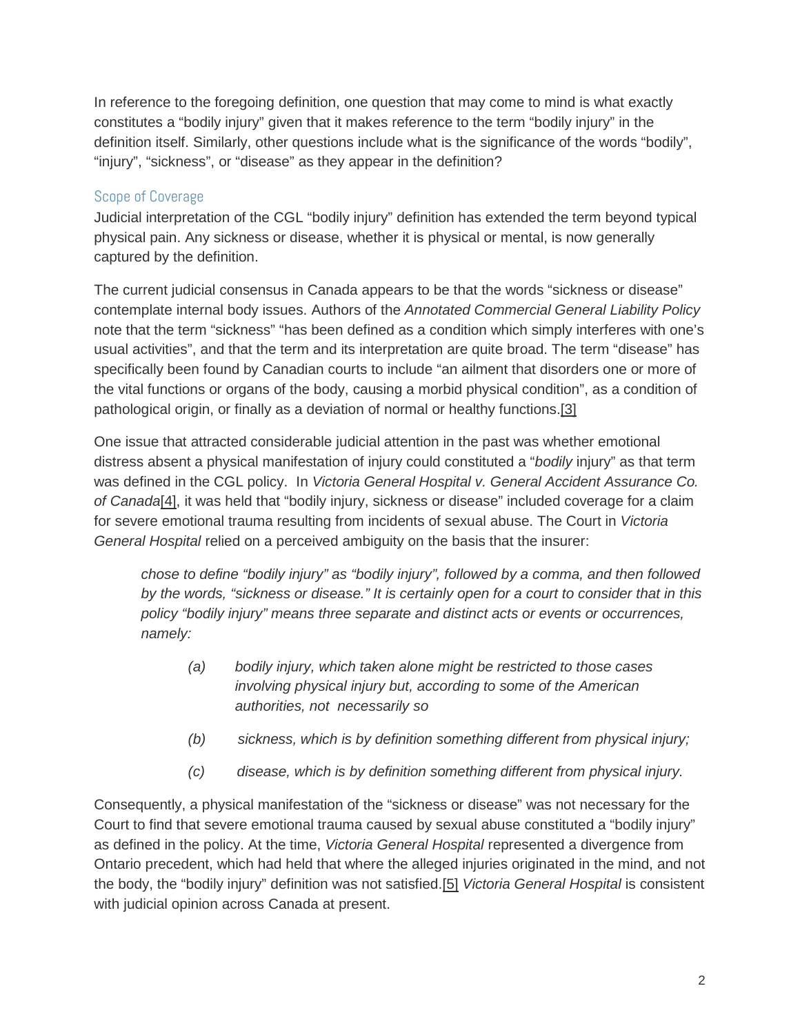In reference to the foregoing definition, one question that may come to mind is what exactly constitutes a "bodily injury" given that it makes reference to the term "bodily injury" in the definition itself. Similarly, other questions include what is the significance of the words "bodily", "injury", "sickness", or "disease" as they appear in the definition?

## Scope of Coverage

Judicial interpretation of the CGL "bodily injury" definition has extended the term beyond typical physical pain. Any sickness or disease, whether it is physical or mental, is now generally captured by the definition.

The current judicial consensus in Canada appears to be that the words "sickness or disease" contemplate internal body issues. Authors of the *Annotated Commercial General Liability Policy* note that the term "sickness" "has been defined as a condition which simply interferes with one's usual activities", and that the term and its interpretation are quite broad. The term "disease" has specifically been found by Canadian courts to include "an ailment that disorders one or more of the vital functions or organs of the body, causing a morbid physical condition", as a condition of pathological origin, or finally as a deviation of normal or healthy functions.[3]

One issue that attracted considerable judicial attention in the past was whether emotional distress absent a physical manifestation of injury could constituted a "*bodily* injury" as that term was defined in the CGL policy. In *Victoria General Hospital v. General Accident Assurance Co. of Canada*[4], it was held that "bodily injury, sickness or disease" included coverage for a claim for severe emotional trauma resulting from incidents of sexual abuse. The Court in *Victoria General Hospital* relied on a perceived ambiguity on the basis that the insurer:

> *chose to define "bodily injury" as "bodily injury", followed by a comma, and then followed by the words, "sickness or disease." It is certainly open for a court to consider that in this policy "bodily injury" means three separate and distinct acts or events or occurrences, namely:*
>
> *(a) bodily injury, which taken alone might be restricted to those cases involving physical injury but, according to some of the American authorities, not necessarily so*
>
> *(b) sickness, which is by definition something different from physical injury;*
>
> *(c) disease, which is by definition something different from physical injury.*

Consequently, a physical manifestation of the "sickness or disease" was not necessary for the Court to find that severe emotional trauma caused by sexual abuse constituted a "bodily injury" as defined in the policy. At the time, *Victoria General Hospital* represented a divergence from Ontario precedent, which had held that where the alleged injuries originated in the mind, and not the body, the "bodily injury" definition was not satisfied.[5] *Victoria General Hospital* is consistent with judicial opinion across Canada at present.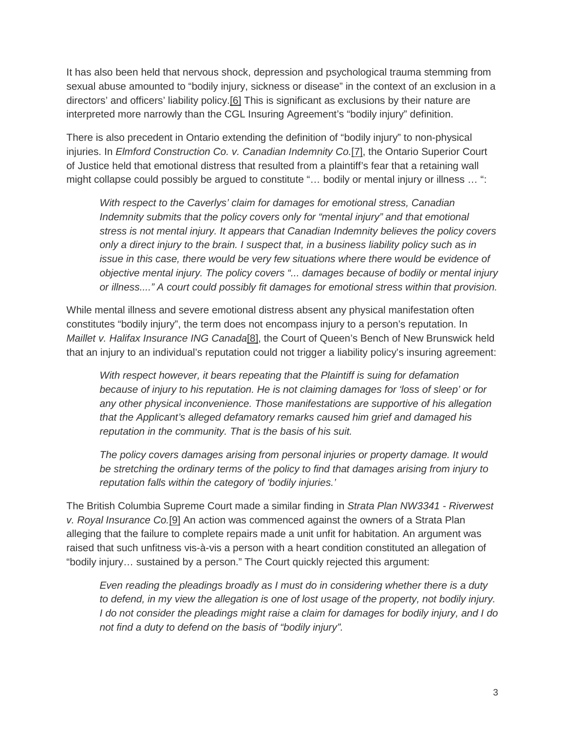It has also been held that nervous shock, depression and psychological trauma stemming from sexual abuse amounted to "bodily injury, sickness or disease" in the context of an exclusion in a directors' and officers' liability policy.[6] This is significant as exclusions by their nature are interpreted more narrowly than the CGL Insuring Agreement's "bodily injury" definition.

There is also precedent in Ontario extending the definition of "bodily injury" to non-physical injuries. In *Elmford Construction Co. v. Canadian Indemnity Co.*[7], the Ontario Superior Court of Justice held that emotional distress that resulted from a plaintiff's fear that a retaining wall might collapse could possibly be argued to constitute "… bodily or mental injury or illness … ":

> *With respect to the Caverlys' claim for damages for emotional stress, Canadian Indemnity submits that the policy covers only for "mental injury" and that emotional stress is not mental injury. It appears that Canadian Indemnity believes the policy covers only a direct injury to the brain. I suspect that, in a business liability policy such as in issue in this case, there would be very few situations where there would be evidence of objective mental injury. The policy covers "... damages because of bodily or mental injury or illness...." A court could possibly fit damages for emotional stress within that provision.*

While mental illness and severe emotional distress absent any physical manifestation often constitutes "bodily injury", the term does not encompass injury to a person's reputation. In *Maillet v. Halifax Insurance ING Canada*[8], the Court of Queen's Bench of New Brunswick held that an injury to an individual's reputation could not trigger a liability policy's insuring agreement:

> *With respect however, it bears repeating that the Plaintiff is suing for defamation because of injury to his reputation. He is not claiming damages for 'loss of sleep' or for any other physical inconvenience. Those manifestations are supportive of his allegation that the Applicant's alleged defamatory remarks caused him grief and damaged his reputation in the community. That is the basis of his suit.*
>
> *The policy covers damages arising from personal injuries or property damage. It would be stretching the ordinary terms of the policy to find that damages arising from injury to reputation falls within the category of 'bodily injuries.'*

The British Columbia Supreme Court made a similar finding in *Strata Plan NW3341 - Riverwest v. Royal Insurance Co.*[9] An action was commenced against the owners of a Strata Plan alleging that the failure to complete repairs made a unit unfit for habitation. An argument was raised that such unfitness vis-à-vis a person with a heart condition constituted an allegation of "bodily injury… sustained by a person." The Court quickly rejected this argument:

> *Even reading the pleadings broadly as I must do in considering whether there is a duty to defend, in my view the allegation is one of lost usage of the property, not bodily injury. I do not consider the pleadings might raise a claim for damages for bodily injury, and I do not find a duty to defend on the basis of "bodily injury".*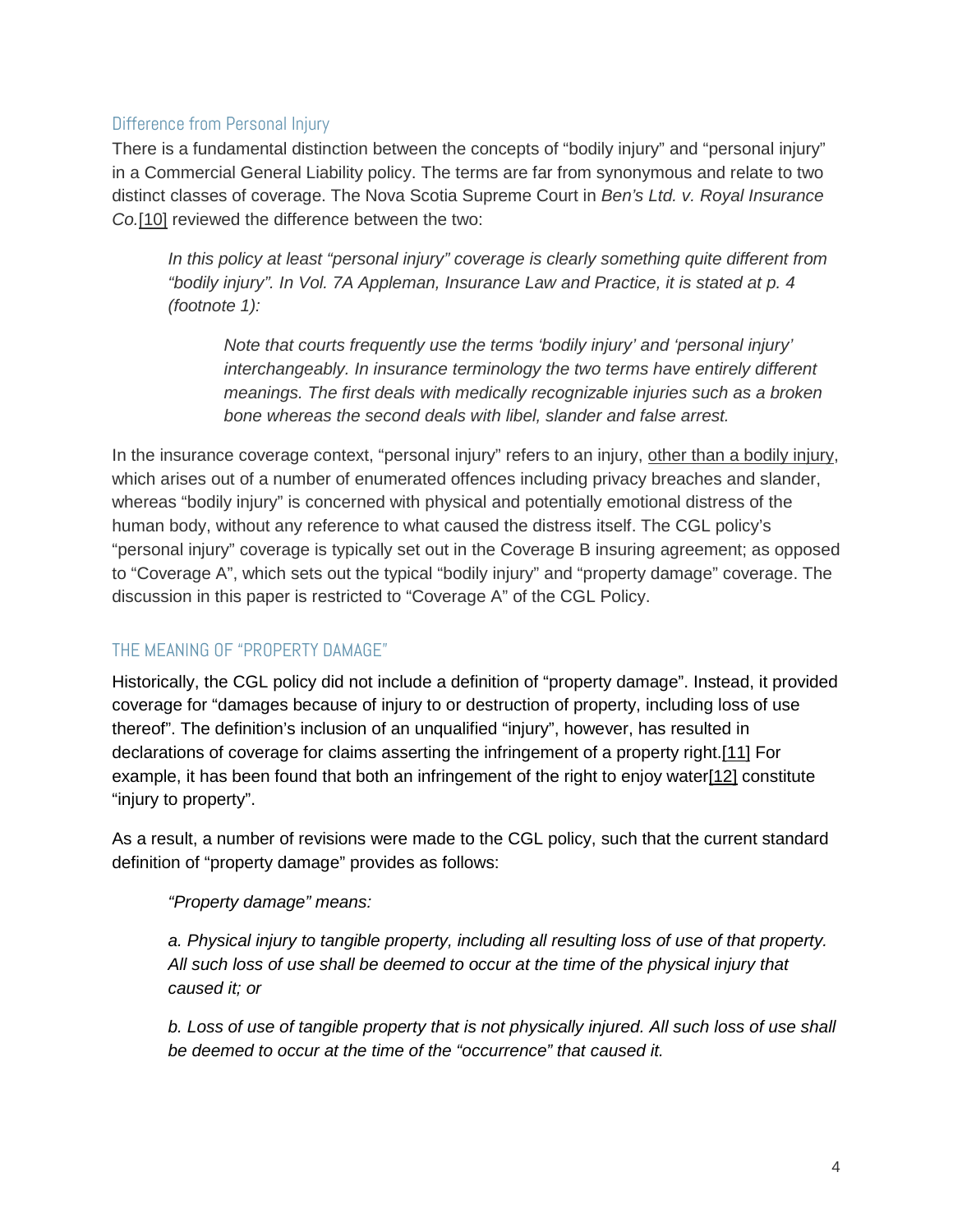### Difference from Personal Injury

There is a fundamental distinction between the concepts of "bodily injury" and "personal injury" in a Commercial General Liability policy. The terms are far from synonymous and relate to two distinct classes of coverage. The Nova Scotia Supreme Court in *Ben's Ltd. v. Royal Insurance Co.*[10] reviewed the difference between the two:

> *In this policy at least "personal injury" coverage is clearly something quite different from "bodily injury". In Vol. 7A Appleman, Insurance Law and Practice, it is stated at p. 4 (footnote 1):*
>
> > *Note that courts frequently use the terms 'bodily injury' and 'personal injury' interchangeably. In insurance terminology the two terms have entirely different meanings. The first deals with medically recognizable injuries such as a broken bone whereas the second deals with libel, slander and false arrest.*

In the insurance coverage context, "personal injury" refers to an injury, other than a bodily injury, which arises out of a number of enumerated offences including privacy breaches and slander, whereas "bodily injury" is concerned with physical and potentially emotional distress of the human body, without any reference to what caused the distress itself. The CGL policy's "personal injury" coverage is typically set out in the Coverage B insuring agreement; as opposed to "Coverage A", which sets out the typical "bodily injury" and "property damage" coverage. The discussion in this paper is restricted to "Coverage A" of the CGL Policy.

## THE MEANING OF "PROPERTY DAMAGE"

Historically, the CGL policy did not include a definition of "property damage". Instead, it provided coverage for "damages because of injury to or destruction of property, including loss of use thereof". The definition's inclusion of an unqualified "injury", however, has resulted in declarations of coverage for claims asserting the infringement of a property right.[11] For example, it has been found that both an infringement of the right to enjoy water[12] constitute "injury to property".

As a result, a number of revisions were made to the CGL policy, such that the current standard definition of "property damage" provides as follows:

> *"Property damage" means:*
>
> *a. Physical injury to tangible property, including all resulting loss of use of that property. All such loss of use shall be deemed to occur at the time of the physical injury that caused it; or*
>
> *b. Loss of use of tangible property that is not physically injured. All such loss of use shall be deemed to occur at the time of the "occurrence" that caused it.*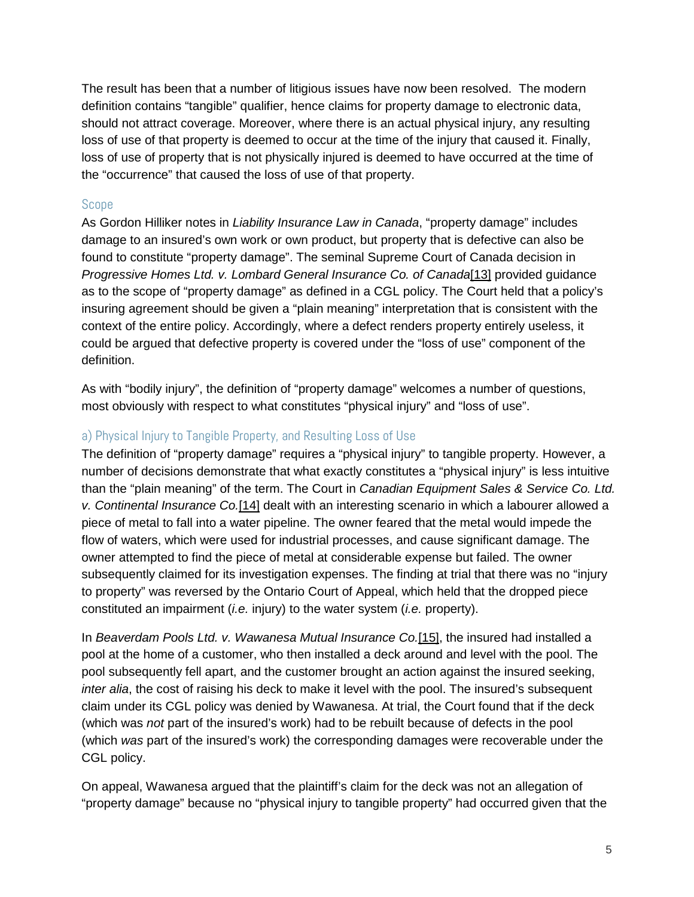The result has been that a number of litigious issues have now been resolved. The modern definition contains "tangible" qualifier, hence claims for property damage to electronic data, should not attract coverage. Moreover, where there is an actual physical injury, any resulting loss of use of that property is deemed to occur at the time of the injury that caused it. Finally, loss of use of property that is not physically injured is deemed to have occurred at the time of the "occurrence" that caused the loss of use of that property.

### Scope

As Gordon Hilliker notes in *Liability Insurance Law in Canada*, "property damage" includes damage to an insured's own work or own product, but property that is defective can also be found to constitute "property damage". The seminal Supreme Court of Canada decision in *Progressive Homes Ltd. v. Lombard General Insurance Co. of Canada*[13] provided guidance as to the scope of "property damage" as defined in a CGL policy. The Court held that a policy's insuring agreement should be given a "plain meaning" interpretation that is consistent with the context of the entire policy. Accordingly, where a defect renders property entirely useless, it could be argued that defective property is covered under the "loss of use" component of the definition.

As with "bodily injury", the definition of "property damage" welcomes a number of questions, most obviously with respect to what constitutes "physical injury" and "loss of use".

#### a) Physical Injury to Tangible Property, and Resulting Loss of Use

The definition of "property damage" requires a "physical injury" to tangible property. However, a number of decisions demonstrate that what exactly constitutes a "physical injury" is less intuitive than the "plain meaning" of the term. The Court in *Canadian Equipment Sales & Service Co. Ltd. v. Continental Insurance Co.*[14] dealt with an interesting scenario in which a labourer allowed a piece of metal to fall into a water pipeline. The owner feared that the metal would impede the flow of waters, which were used for industrial processes, and cause significant damage. The owner attempted to find the piece of metal at considerable expense but failed. The owner subsequently claimed for its investigation expenses. The finding at trial that there was no "injury to property" was reversed by the Ontario Court of Appeal, which held that the dropped piece constituted an impairment (*i.e.* injury) to the water system (*i.e.* property).

In *Beaverdam Pools Ltd. v. Wawanesa Mutual Insurance Co.*[15], the insured had installed a pool at the home of a customer, who then installed a deck around and level with the pool. The pool subsequently fell apart, and the customer brought an action against the insured seeking, *inter alia*, the cost of raising his deck to make it level with the pool. The insured's subsequent claim under its CGL policy was denied by Wawanesa. At trial, the Court found that if the deck (which was *not* part of the insured's work) had to be rebuilt because of defects in the pool (which *was* part of the insured's work) the corresponding damages were recoverable under the CGL policy.

On appeal, Wawanesa argued that the plaintiff's claim for the deck was not an allegation of "property damage" because no "physical injury to tangible property" had occurred given that the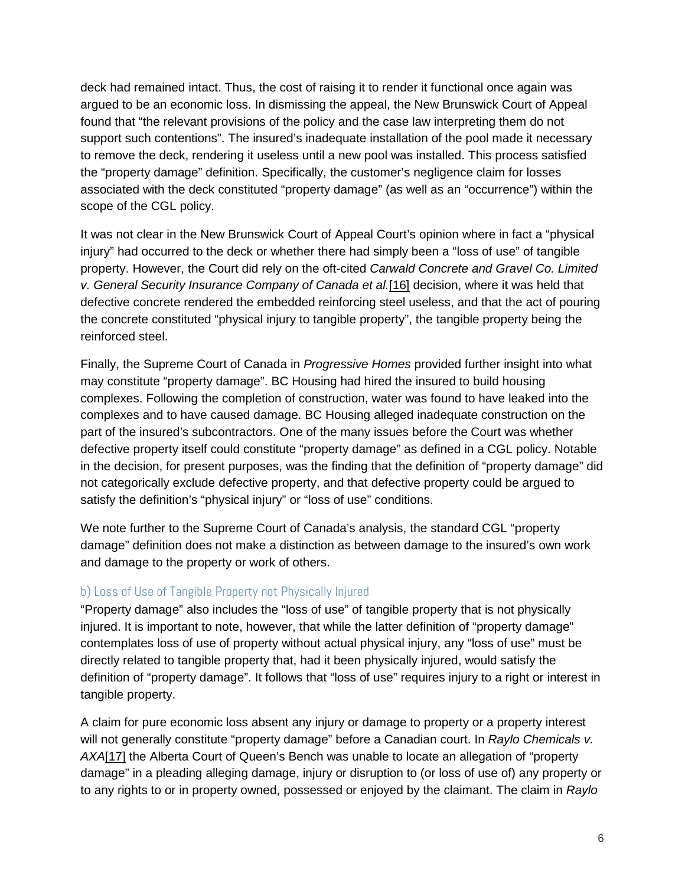deck had remained intact. Thus, the cost of raising it to render it functional once again was argued to be an economic loss. In dismissing the appeal, the New Brunswick Court of Appeal found that "the relevant provisions of the policy and the case law interpreting them do not support such contentions". The insured's inadequate installation of the pool made it necessary to remove the deck, rendering it useless until a new pool was installed. This process satisfied the "property damage" definition. Specifically, the customer's negligence claim for losses associated with the deck constituted "property damage" (as well as an "occurrence") within the scope of the CGL policy.

It was not clear in the New Brunswick Court of Appeal Court's opinion where in fact a "physical injury" had occurred to the deck or whether there had simply been a "loss of use" of tangible property. However, the Court did rely on the oft-cited *Carwald Concrete and Gravel Co. Limited v. General Security Insurance Company of Canada et al.*[16] decision, where it was held that defective concrete rendered the embedded reinforcing steel useless, and that the act of pouring the concrete constituted "physical injury to tangible property", the tangible property being the reinforced steel.

Finally, the Supreme Court of Canada in *Progressive Homes* provided further insight into what may constitute "property damage". BC Housing had hired the insured to build housing complexes. Following the completion of construction, water was found to have leaked into the complexes and to have caused damage. BC Housing alleged inadequate construction on the part of the insured's subcontractors. One of the many issues before the Court was whether defective property itself could constitute "property damage" as defined in a CGL policy. Notable in the decision, for present purposes, was the finding that the definition of "property damage" did not categorically exclude defective property, and that defective property could be argued to satisfy the definition's "physical injury" or "loss of use" conditions.

We note further to the Supreme Court of Canada's analysis, the standard CGL "property damage" definition does not make a distinction as between damage to the insured's own work and damage to the property or work of others.

### b) Loss of Use of Tangible Property not Physically Injured

"Property damage" also includes the "loss of use" of tangible property that is not physically injured. It is important to note, however, that while the latter definition of "property damage" contemplates loss of use of property without actual physical injury, any "loss of use" must be directly related to tangible property that, had it been physically injured, would satisfy the definition of "property damage". It follows that "loss of use" requires injury to a right or interest in tangible property.

A claim for pure economic loss absent any injury or damage to property or a property interest will not generally constitute "property damage" before a Canadian court. In *Raylo Chemicals v. AXA*[17] the Alberta Court of Queen's Bench was unable to locate an allegation of "property damage" in a pleading alleging damage, injury or disruption to (or loss of use of) any property or to any rights to or in property owned, possessed or enjoyed by the claimant. The claim in *Raylo*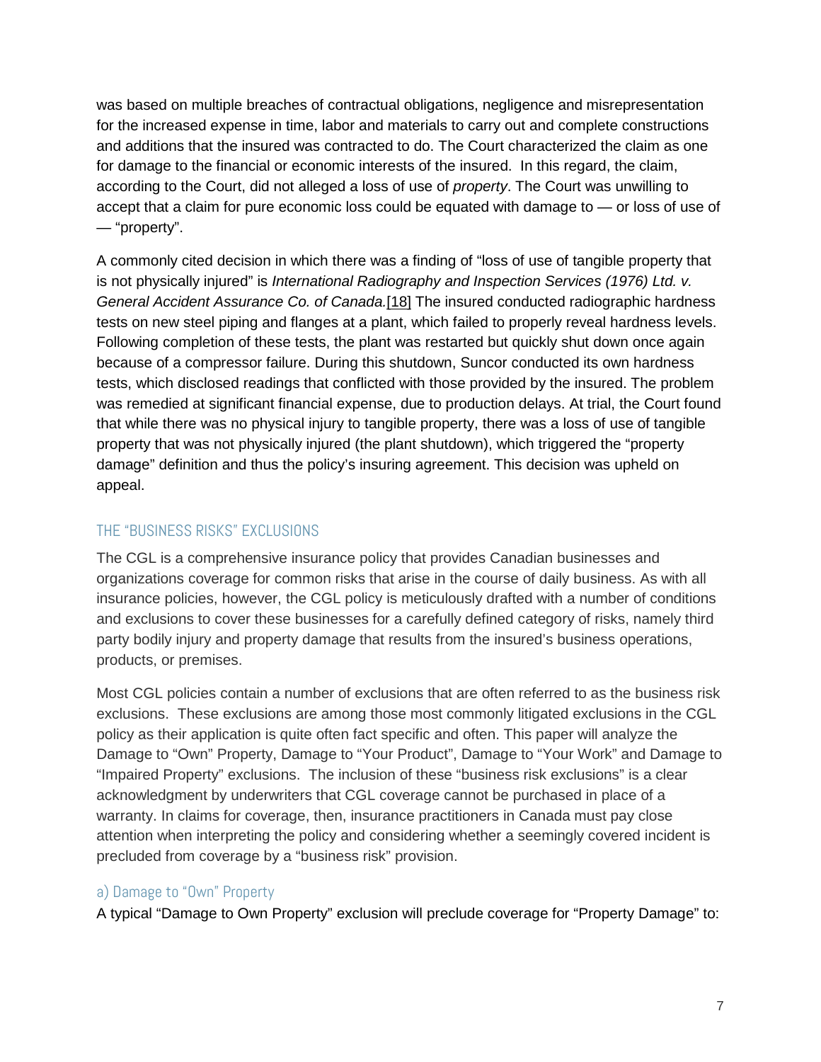was based on multiple breaches of contractual obligations, negligence and misrepresentation for the increased expense in time, labor and materials to carry out and complete constructions and additions that the insured was contracted to do. The Court characterized the claim as one for damage to the financial or economic interests of the insured. In this regard, the claim, according to the Court, did not alleged a loss of use of *property*. The Court was unwilling to accept that a claim for pure economic loss could be equated with damage to — or loss of use of — "property".

A commonly cited decision in which there was a finding of "loss of use of tangible property that is not physically injured" is *International Radiography and Inspection Services (1976) Ltd. v. General Accident Assurance Co. of Canada.*[18] The insured conducted radiographic hardness tests on new steel piping and flanges at a plant, which failed to properly reveal hardness levels. Following completion of these tests, the plant was restarted but quickly shut down once again because of a compressor failure. During this shutdown, Suncor conducted its own hardness tests, which disclosed readings that conflicted with those provided by the insured. The problem was remedied at significant financial expense, due to production delays. At trial, the Court found that while there was no physical injury to tangible property, there was a loss of use of tangible property that was not physically injured (the plant shutdown), which triggered the "property damage" definition and thus the policy's insuring agreement. This decision was upheld on appeal.

## THE "BUSINESS RISKS" EXCLUSIONS

The CGL is a comprehensive insurance policy that provides Canadian businesses and organizations coverage for common risks that arise in the course of daily business. As with all insurance policies, however, the CGL policy is meticulously drafted with a number of conditions and exclusions to cover these businesses for a carefully defined category of risks, namely third party bodily injury and property damage that results from the insured's business operations, products, or premises.

Most CGL policies contain a number of exclusions that are often referred to as the business risk exclusions. These exclusions are among those most commonly litigated exclusions in the CGL policy as their application is quite often fact specific and often. This paper will analyze the Damage to "Own" Property, Damage to "Your Product", Damage to "Your Work" and Damage to "Impaired Property" exclusions. The inclusion of these "business risk exclusions" is a clear acknowledgment by underwriters that CGL coverage cannot be purchased in place of a warranty. In claims for coverage, then, insurance practitioners in Canada must pay close attention when interpreting the policy and considering whether a seemingly covered incident is precluded from coverage by a "business risk" provision.

### a) Damage to "Own" Property

A typical "Damage to Own Property" exclusion will preclude coverage for "Property Damage" to: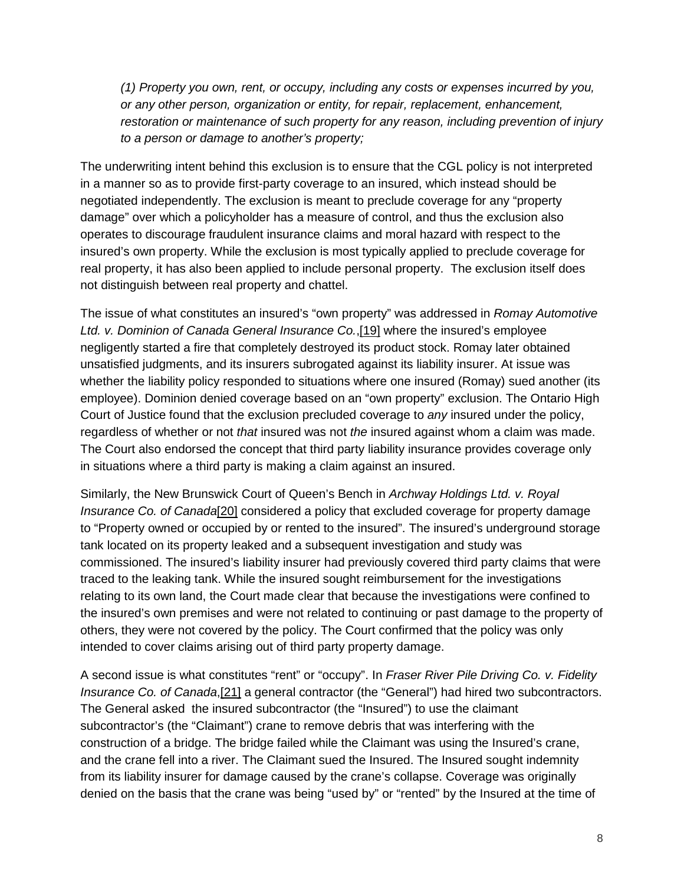*(1) Property you own, rent, or occupy, including any costs or expenses incurred by you, or any other person, organization or entity, for repair, replacement, enhancement, restoration or maintenance of such property for any reason, including prevention of injury to a person or damage to another's property;*

The underwriting intent behind this exclusion is to ensure that the CGL policy is not interpreted in a manner so as to provide first-party coverage to an insured, which instead should be negotiated independently. The exclusion is meant to preclude coverage for any "property damage" over which a policyholder has a measure of control, and thus the exclusion also operates to discourage fraudulent insurance claims and moral hazard with respect to the insured's own property. While the exclusion is most typically applied to preclude coverage for real property, it has also been applied to include personal property. The exclusion itself does not distinguish between real property and chattel.

The issue of what constitutes an insured's "own property" was addressed in *Romay Automotive Ltd. v. Dominion of Canada General Insurance Co.*,[19] where the insured's employee negligently started a fire that completely destroyed its product stock. Romay later obtained unsatisfied judgments, and its insurers subrogated against its liability insurer. At issue was whether the liability policy responded to situations where one insured (Romay) sued another (its employee). Dominion denied coverage based on an "own property" exclusion. The Ontario High Court of Justice found that the exclusion precluded coverage to *any* insured under the policy, regardless of whether or not *that* insured was not *the* insured against whom a claim was made. The Court also endorsed the concept that third party liability insurance provides coverage only in situations where a third party is making a claim against an insured.

Similarly, the New Brunswick Court of Queen's Bench in *Archway Holdings Ltd. v. Royal Insurance Co. of Canada*[20] considered a policy that excluded coverage for property damage to "Property owned or occupied by or rented to the insured". The insured's underground storage tank located on its property leaked and a subsequent investigation and study was commissioned. The insured's liability insurer had previously covered third party claims that were traced to the leaking tank. While the insured sought reimbursement for the investigations relating to its own land, the Court made clear that because the investigations were confined to the insured's own premises and were not related to continuing or past damage to the property of others, they were not covered by the policy. The Court confirmed that the policy was only intended to cover claims arising out of third party property damage.

A second issue is what constitutes "rent" or "occupy". In *Fraser River Pile Driving Co. v. Fidelity Insurance Co. of Canada*,[21] a general contractor (the "General") had hired two subcontractors. The General asked the insured subcontractor (the "Insured") to use the claimant subcontractor's (the "Claimant") crane to remove debris that was interfering with the construction of a bridge. The bridge failed while the Claimant was using the Insured's crane, and the crane fell into a river. The Claimant sued the Insured. The Insured sought indemnity from its liability insurer for damage caused by the crane's collapse. Coverage was originally denied on the basis that the crane was being "used by" or "rented" by the Insured at the time of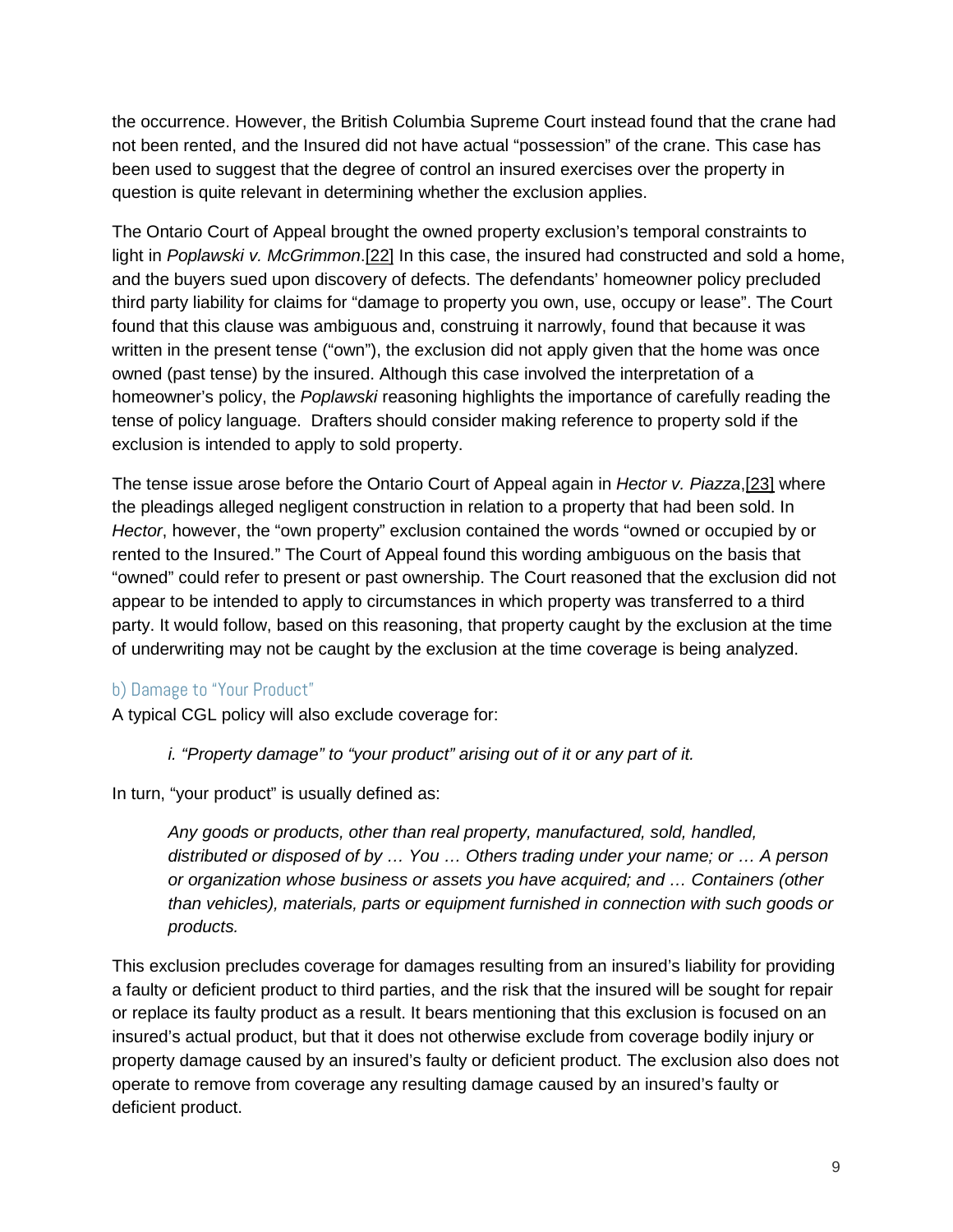the occurrence. However, the British Columbia Supreme Court instead found that the crane had not been rented, and the Insured did not have actual "possession" of the crane. This case has been used to suggest that the degree of control an insured exercises over the property in question is quite relevant in determining whether the exclusion applies.

The Ontario Court of Appeal brought the owned property exclusion's temporal constraints to light in *Poplawski v. McGrimmon*.[22] In this case, the insured had constructed and sold a home, and the buyers sued upon discovery of defects. The defendants' homeowner policy precluded third party liability for claims for "damage to property you own, use, occupy or lease". The Court found that this clause was ambiguous and, construing it narrowly, found that because it was written in the present tense ("own"), the exclusion did not apply given that the home was once owned (past tense) by the insured. Although this case involved the interpretation of a homeowner's policy, the *Poplawski* reasoning highlights the importance of carefully reading the tense of policy language. Drafters should consider making reference to property sold if the exclusion is intended to apply to sold property.

The tense issue arose before the Ontario Court of Appeal again in *Hector v. Piazza*,[23] where the pleadings alleged negligent construction in relation to a property that had been sold. In *Hector*, however, the "own property" exclusion contained the words "owned or occupied by or rented to the Insured." The Court of Appeal found this wording ambiguous on the basis that "owned" could refer to present or past ownership. The Court reasoned that the exclusion did not appear to be intended to apply to circumstances in which property was transferred to a third party. It would follow, based on this reasoning, that property caught by the exclusion at the time of underwriting may not be caught by the exclusion at the time coverage is being analyzed.

### b) Damage to "Your Product"

A typical CGL policy will also exclude coverage for:

> *i. "Property damage" to "your product" arising out of it or any part of it.*

In turn, "your product" is usually defined as:

> *Any goods or products, other than real property, manufactured, sold, handled, distributed or disposed of by … You … Others trading under your name; or … A person or organization whose business or assets you have acquired; and … Containers (other than vehicles), materials, parts or equipment furnished in connection with such goods or products.*

This exclusion precludes coverage for damages resulting from an insured's liability for providing a faulty or deficient product to third parties, and the risk that the insured will be sought for repair or replace its faulty product as a result. It bears mentioning that this exclusion is focused on an insured's actual product, but that it does not otherwise exclude from coverage bodily injury or property damage caused by an insured's faulty or deficient product. The exclusion also does not operate to remove from coverage any resulting damage caused by an insured's faulty or deficient product.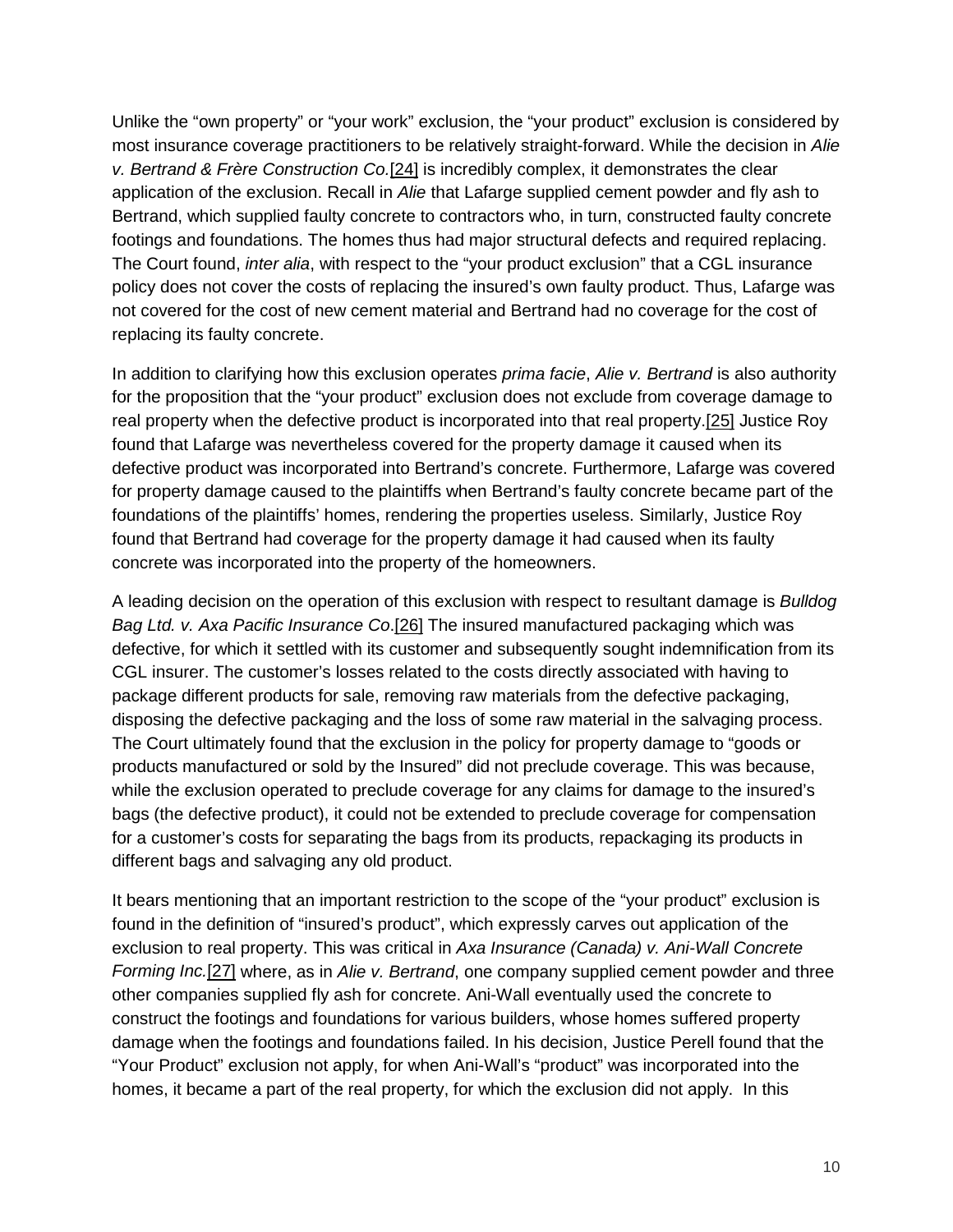Unlike the "own property" or "your work" exclusion, the "your product" exclusion is considered by most insurance coverage practitioners to be relatively straight-forward. While the decision in *Alie v. Bertrand & Frère Construction Co.*[24] is incredibly complex, it demonstrates the clear application of the exclusion. Recall in *Alie* that Lafarge supplied cement powder and fly ash to Bertrand, which supplied faulty concrete to contractors who, in turn, constructed faulty concrete footings and foundations. The homes thus had major structural defects and required replacing. The Court found, *inter alia*, with respect to the "your product exclusion" that a CGL insurance policy does not cover the costs of replacing the insured's own faulty product. Thus, Lafarge was not covered for the cost of new cement material and Bertrand had no coverage for the cost of replacing its faulty concrete.

In addition to clarifying how this exclusion operates *prima facie*, *Alie v. Bertrand* is also authority for the proposition that the "your product" exclusion does not exclude from coverage damage to real property when the defective product is incorporated into that real property.[25] Justice Roy found that Lafarge was nevertheless covered for the property damage it caused when its defective product was incorporated into Bertrand's concrete. Furthermore, Lafarge was covered for property damage caused to the plaintiffs when Bertrand's faulty concrete became part of the foundations of the plaintiffs' homes, rendering the properties useless. Similarly, Justice Roy found that Bertrand had coverage for the property damage it had caused when its faulty concrete was incorporated into the property of the homeowners.

A leading decision on the operation of this exclusion with respect to resultant damage is *Bulldog Bag Ltd. v. Axa Pacific Insurance Co*.[26] The insured manufactured packaging which was defective, for which it settled with its customer and subsequently sought indemnification from its CGL insurer. The customer's losses related to the costs directly associated with having to package different products for sale, removing raw materials from the defective packaging, disposing the defective packaging and the loss of some raw material in the salvaging process. The Court ultimately found that the exclusion in the policy for property damage to "goods or products manufactured or sold by the Insured" did not preclude coverage. This was because, while the exclusion operated to preclude coverage for any claims for damage to the insured's bags (the defective product), it could not be extended to preclude coverage for compensation for a customer's costs for separating the bags from its products, repackaging its products in different bags and salvaging any old product.

It bears mentioning that an important restriction to the scope of the "your product" exclusion is found in the definition of "insured's product", which expressly carves out application of the exclusion to real property. This was critical in *Axa Insurance (Canada) v. Ani-Wall Concrete Forming Inc.*[27] where, as in *Alie v. Bertrand*, one company supplied cement powder and three other companies supplied fly ash for concrete. Ani-Wall eventually used the concrete to construct the footings and foundations for various builders, whose homes suffered property damage when the footings and foundations failed. In his decision, Justice Perell found that the "Your Product" exclusion not apply, for when Ani-Wall's "product" was incorporated into the homes, it became a part of the real property, for which the exclusion did not apply. In this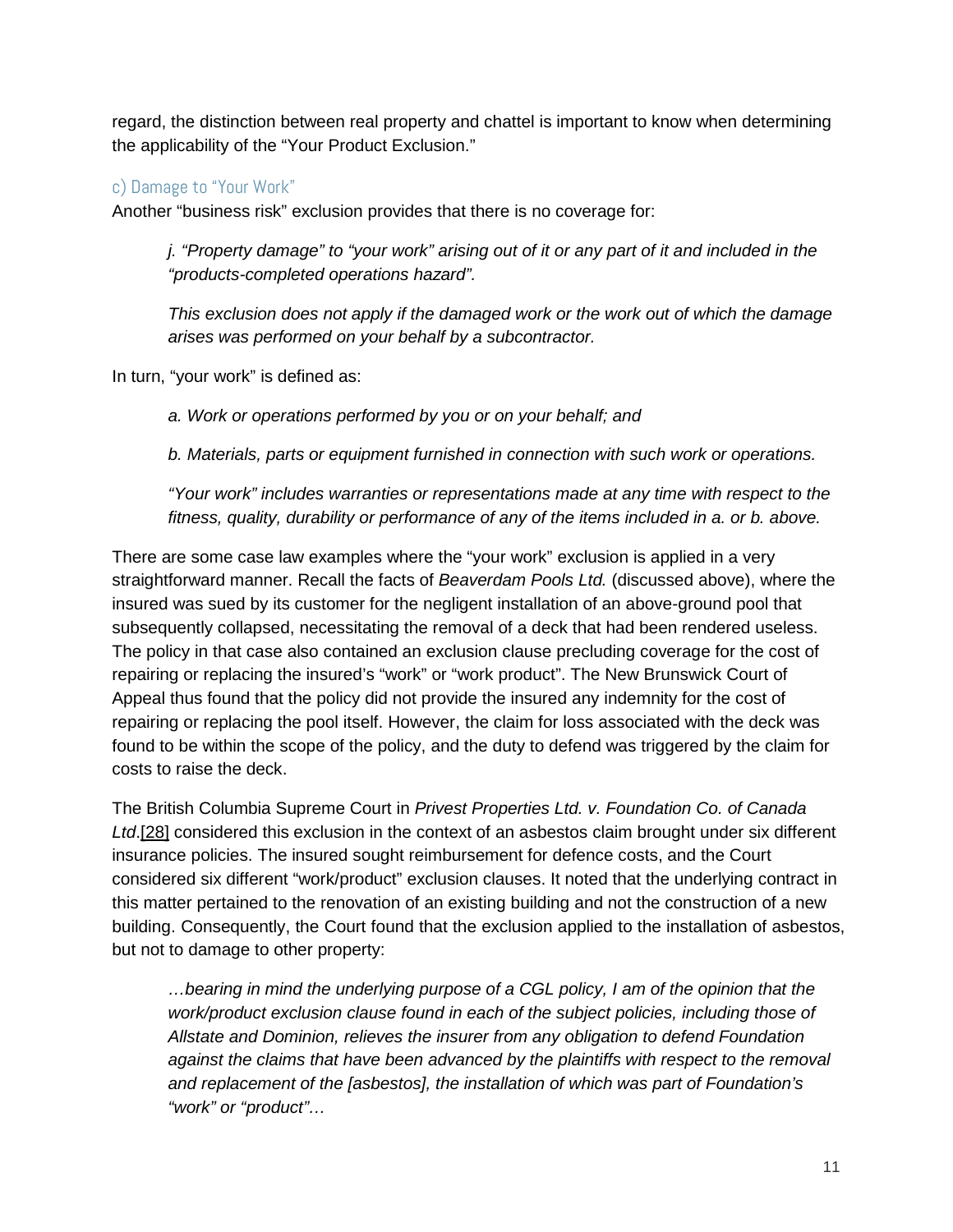regard, the distinction between real property and chattel is important to know when determining the applicability of the "Your Product Exclusion."

### c) Damage to "Your Work"

Another "business risk" exclusion provides that there is no coverage for:

> *j. "Property damage" to "your work" arising out of it or any part of it and included in the "products-completed operations hazard".*
>
> *This exclusion does not apply if the damaged work or the work out of which the damage arises was performed on your behalf by a subcontractor.*

In turn, "your work" is defined as:

> *a. Work or operations performed by you or on your behalf; and*
>
> *b. Materials, parts or equipment furnished in connection with such work or operations.*
>
> *"Your work" includes warranties or representations made at any time with respect to the fitness, quality, durability or performance of any of the items included in a. or b. above.*

There are some case law examples where the "your work" exclusion is applied in a very straightforward manner. Recall the facts of *Beaverdam Pools Ltd.* (discussed above), where the insured was sued by its customer for the negligent installation of an above-ground pool that subsequently collapsed, necessitating the removal of a deck that had been rendered useless. The policy in that case also contained an exclusion clause precluding coverage for the cost of repairing or replacing the insured's "work" or "work product". The New Brunswick Court of Appeal thus found that the policy did not provide the insured any indemnity for the cost of repairing or replacing the pool itself. However, the claim for loss associated with the deck was found to be within the scope of the policy, and the duty to defend was triggered by the claim for costs to raise the deck.

The British Columbia Supreme Court in *Privest Properties Ltd. v. Foundation Co. of Canada Ltd.*[28] considered this exclusion in the context of an asbestos claim brought under six different insurance policies. The insured sought reimbursement for defence costs, and the Court considered six different "work/product" exclusion clauses. It noted that the underlying contract in this matter pertained to the renovation of an existing building and not the construction of a new building. Consequently, the Court found that the exclusion applied to the installation of asbestos, but not to damage to other property:

> *…bearing in mind the underlying purpose of a CGL policy, I am of the opinion that the work/product exclusion clause found in each of the subject policies, including those of Allstate and Dominion, relieves the insurer from any obligation to defend Foundation against the claims that have been advanced by the plaintiffs with respect to the removal and replacement of the [asbestos], the installation of which was part of Foundation's "work" or "product"…*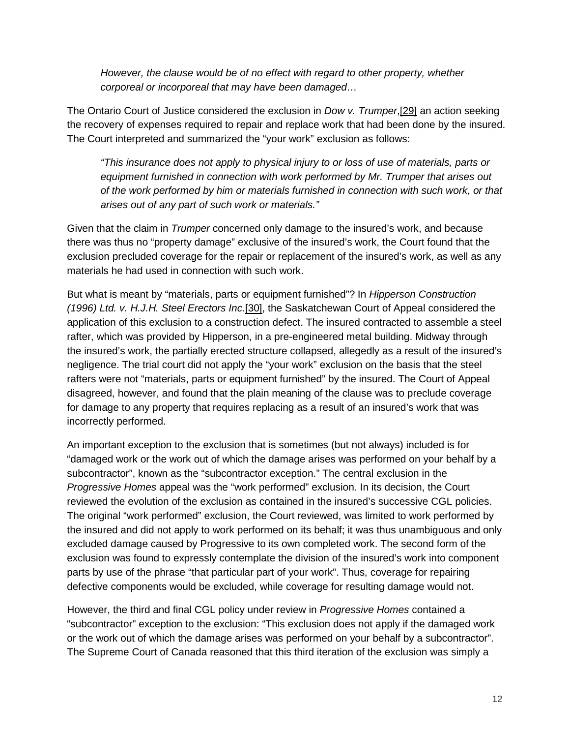> *However, the clause would be of no effect with regard to other property, whether corporeal or incorporeal that may have been damaged…*

The Ontario Court of Justice considered the exclusion in *Dow v. Trumper*,[29] an action seeking the recovery of expenses required to repair and replace work that had been done by the insured. The Court interpreted and summarized the "your work" exclusion as follows:

> *"This insurance does not apply to physical injury to or loss of use of materials, parts or equipment furnished in connection with work performed by Mr. Trumper that arises out of the work performed by him or materials furnished in connection with such work, or that arises out of any part of such work or materials."*

Given that the claim in *Trumper* concerned only damage to the insured's work, and because there was thus no "property damage" exclusive of the insured's work, the Court found that the exclusion precluded coverage for the repair or replacement of the insured's work, as well as any materials he had used in connection with such work.

But what is meant by "materials, parts or equipment furnished"? In *Hipperson Construction (1996) Ltd. v. H.J.H. Steel Erectors Inc*.[30], the Saskatchewan Court of Appeal considered the application of this exclusion to a construction defect. The insured contracted to assemble a steel rafter, which was provided by Hipperson, in a pre-engineered metal building. Midway through the insured's work, the partially erected structure collapsed, allegedly as a result of the insured's negligence. The trial court did not apply the "your work" exclusion on the basis that the steel rafters were not "materials, parts or equipment furnished" by the insured. The Court of Appeal disagreed, however, and found that the plain meaning of the clause was to preclude coverage for damage to any property that requires replacing as a result of an insured's work that was incorrectly performed.

An important exception to the exclusion that is sometimes (but not always) included is for "damaged work or the work out of which the damage arises was performed on your behalf by a subcontractor", known as the "subcontractor exception." The central exclusion in the *Progressive Homes* appeal was the "work performed" exclusion. In its decision, the Court reviewed the evolution of the exclusion as contained in the insured's successive CGL policies. The original "work performed" exclusion, the Court reviewed, was limited to work performed by the insured and did not apply to work performed on its behalf; it was thus unambiguous and only excluded damage caused by Progressive to its own completed work. The second form of the exclusion was found to expressly contemplate the division of the insured's work into component parts by use of the phrase "that particular part of your work". Thus, coverage for repairing defective components would be excluded, while coverage for resulting damage would not.

However, the third and final CGL policy under review in *Progressive Homes* contained a "subcontractor" exception to the exclusion: "This exclusion does not apply if the damaged work or the work out of which the damage arises was performed on your behalf by a subcontractor". The Supreme Court of Canada reasoned that this third iteration of the exclusion was simply a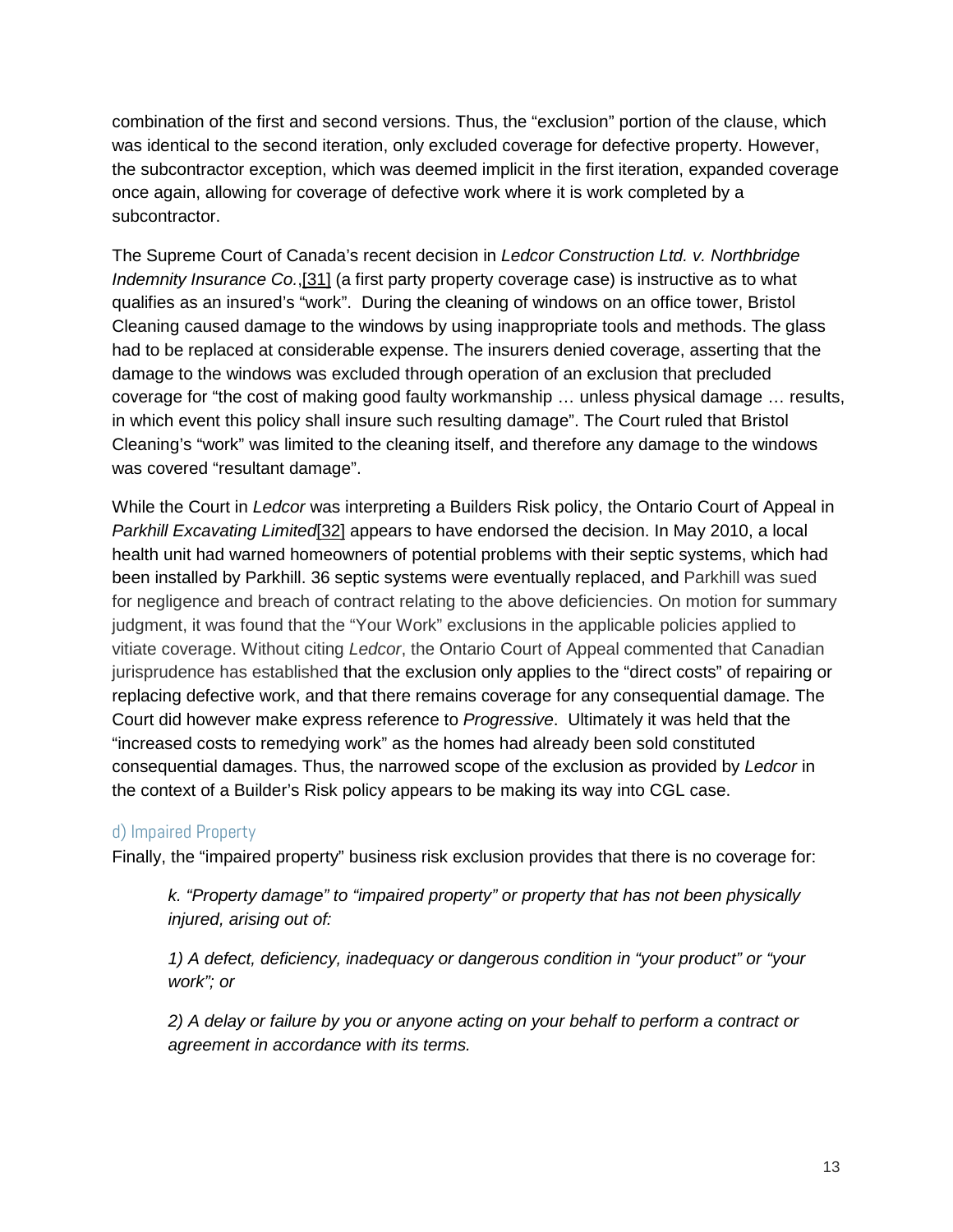combination of the first and second versions. Thus, the "exclusion" portion of the clause, which was identical to the second iteration, only excluded coverage for defective property. However, the subcontractor exception, which was deemed implicit in the first iteration, expanded coverage once again, allowing for coverage of defective work where it is work completed by a subcontractor.

The Supreme Court of Canada's recent decision in *Ledcor Construction Ltd. v. Northbridge Indemnity Insurance Co.*,[31] (a first party property coverage case) is instructive as to what qualifies as an insured's "work". During the cleaning of windows on an office tower, Bristol Cleaning caused damage to the windows by using inappropriate tools and methods. The glass had to be replaced at considerable expense. The insurers denied coverage, asserting that the damage to the windows was excluded through operation of an exclusion that precluded coverage for "the cost of making good faulty workmanship … unless physical damage … results, in which event this policy shall insure such resulting damage". The Court ruled that Bristol Cleaning's "work" was limited to the cleaning itself, and therefore any damage to the windows was covered "resultant damage".

While the Court in *Ledcor* was interpreting a Builders Risk policy, the Ontario Court of Appeal in *Parkhill Excavating Limited*[32] appears to have endorsed the decision. In May 2010, a local health unit had warned homeowners of potential problems with their septic systems, which had been installed by Parkhill. 36 septic systems were eventually replaced, and Parkhill was sued for negligence and breach of contract relating to the above deficiencies. On motion for summary judgment, it was found that the "Your Work" exclusions in the applicable policies applied to vitiate coverage. Without citing *Ledcor*, the Ontario Court of Appeal commented that Canadian jurisprudence has established that the exclusion only applies to the "direct costs" of repairing or replacing defective work, and that there remains coverage for any consequential damage. The Court did however make express reference to *Progressive*. Ultimately it was held that the "increased costs to remedying work" as the homes had already been sold constituted consequential damages. Thus, the narrowed scope of the exclusion as provided by *Ledcor* in the context of a Builder's Risk policy appears to be making its way into CGL case.

### d) Impaired Property

Finally, the "impaired property" business risk exclusion provides that there is no coverage for:

> *k. "Property damage" to "impaired property" or property that has not been physically injured, arising out of:*
>
> *1) A defect, deficiency, inadequacy or dangerous condition in "your product" or "your work"; or*
>
> *2) A delay or failure by you or anyone acting on your behalf to perform a contract or agreement in accordance with its terms.*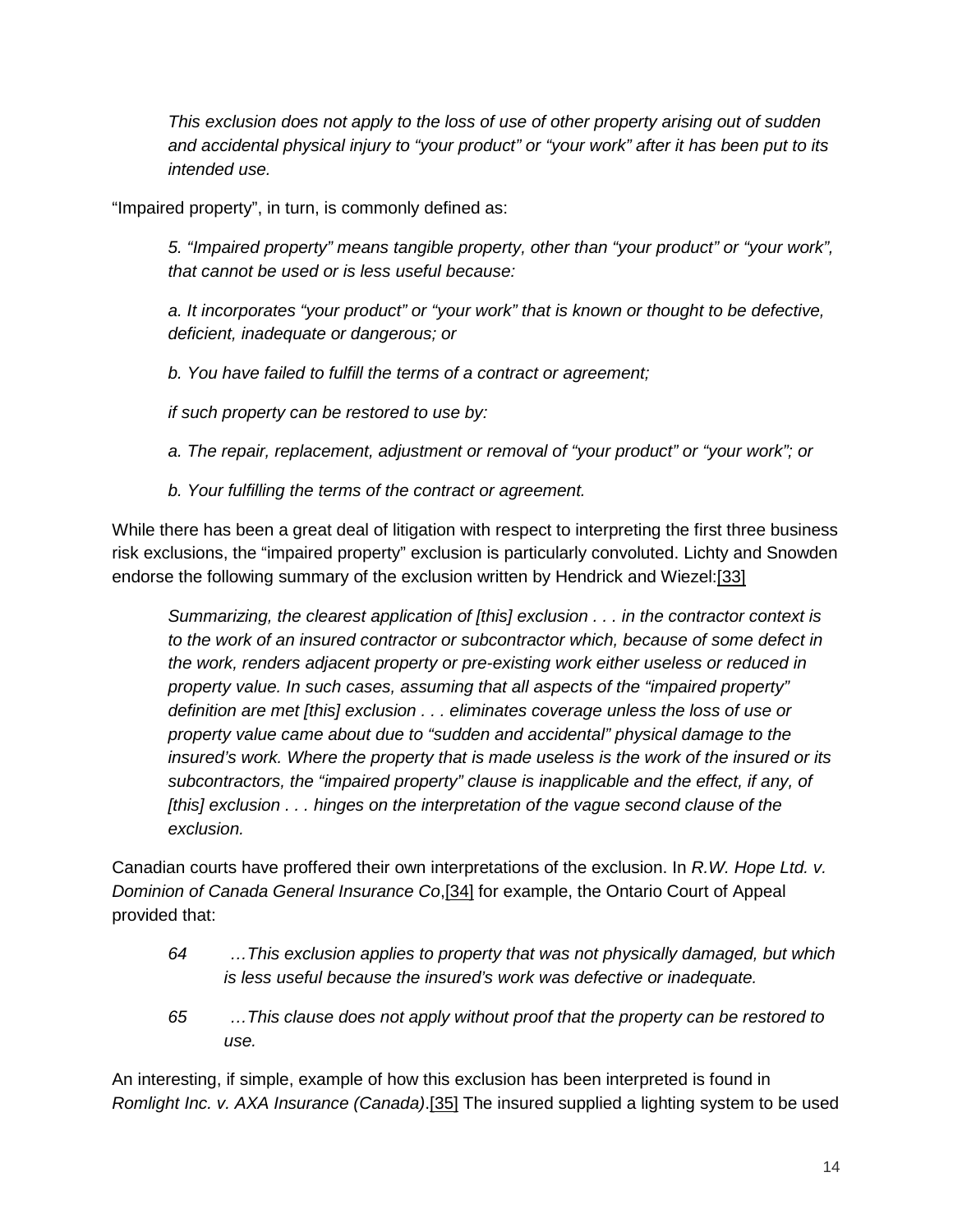*This exclusion does not apply to the loss of use of other property arising out of sudden and accidental physical injury to "your product" or "your work" after it has been put to its intended use.*

"Impaired property", in turn, is commonly defined as:

*5. "Impaired property" means tangible property, other than "your product" or "your work", that cannot be used or is less useful because:*

*a. It incorporates "your product" or "your work" that is known or thought to be defective, deficient, inadequate or dangerous; or*

*b. You have failed to fulfill the terms of a contract or agreement;*

*if such property can be restored to use by:*

*a. The repair, replacement, adjustment or removal of "your product" or "your work"; or*

*b. Your fulfilling the terms of the contract or agreement.*

While there has been a great deal of litigation with respect to interpreting the first three business risk exclusions, the "impaired property" exclusion is particularly convoluted. Lichty and Snowden endorse the following summary of the exclusion written by Hendrick and Wiezel:[33]

*Summarizing, the clearest application of [this] exclusion . . . in the contractor context is to the work of an insured contractor or subcontractor which, because of some defect in the work, renders adjacent property or pre-existing work either useless or reduced in property value. In such cases, assuming that all aspects of the "impaired property" definition are met [this] exclusion . . . eliminates coverage unless the loss of use or property value came about due to "sudden and accidental" physical damage to the insured's work. Where the property that is made useless is the work of the insured or its subcontractors, the "impaired property" clause is inapplicable and the effect, if any, of [this] exclusion . . . hinges on the interpretation of the vague second clause of the exclusion.*

Canadian courts have proffered their own interpretations of the exclusion. In *R.W. Hope Ltd. v. Dominion of Canada General Insurance Co*,[34] for example, the Ontario Court of Appeal provided that:

*64 …This exclusion applies to property that was not physically damaged, but which is less useful because the insured's work was defective or inadequate.*

*65 …This clause does not apply without proof that the property can be restored to use.*

An interesting, if simple, example of how this exclusion has been interpreted is found in *Romlight Inc. v. AXA Insurance (Canada)*.[35] The insured supplied a lighting system to be used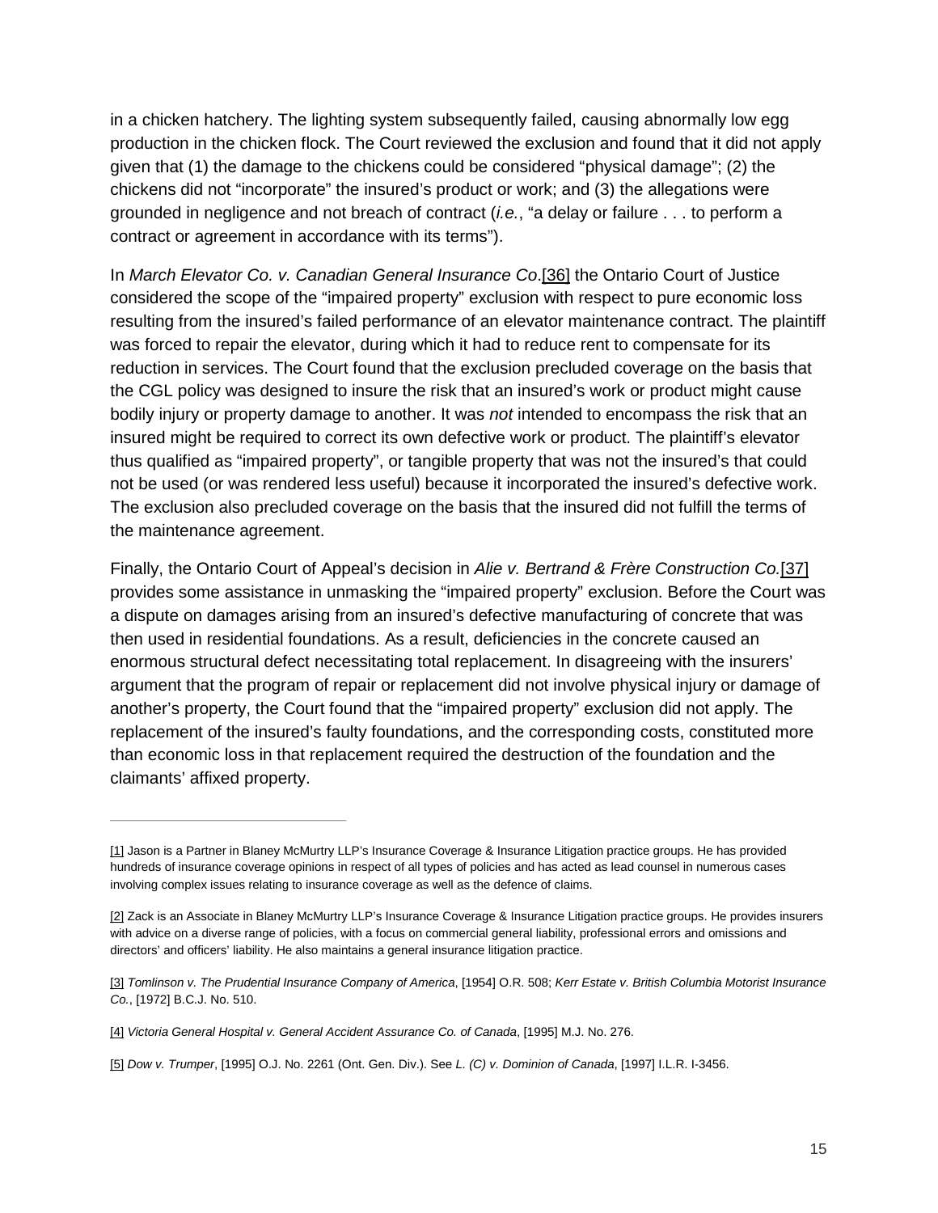in a chicken hatchery. The lighting system subsequently failed, causing abnormally low egg production in the chicken flock. The Court reviewed the exclusion and found that it did not apply given that (1) the damage to the chickens could be considered "physical damage"; (2) the chickens did not "incorporate" the insured's product or work; and (3) the allegations were grounded in negligence and not breach of contract (*i.e.*, "a delay or failure . . . to perform a contract or agreement in accordance with its terms").

In *March Elevator Co. v. Canadian General Insurance Co*.[36] the Ontario Court of Justice considered the scope of the "impaired property" exclusion with respect to pure economic loss resulting from the insured's failed performance of an elevator maintenance contract. The plaintiff was forced to repair the elevator, during which it had to reduce rent to compensate for its reduction in services. The Court found that the exclusion precluded coverage on the basis that the CGL policy was designed to insure the risk that an insured's work or product might cause bodily injury or property damage to another. It was *not* intended to encompass the risk that an insured might be required to correct its own defective work or product. The plaintiff's elevator thus qualified as "impaired property", or tangible property that was not the insured's that could not be used (or was rendered less useful) because it incorporated the insured's defective work. The exclusion also precluded coverage on the basis that the insured did not fulfill the terms of the maintenance agreement.

Finally, the Ontario Court of Appeal's decision in *Alie v. Bertrand & Frère Construction Co.*[37] provides some assistance in unmasking the "impaired property" exclusion. Before the Court was a dispute on damages arising from an insured's defective manufacturing of concrete that was then used in residential foundations. As a result, deficiencies in the concrete caused an enormous structural defect necessitating total replacement. In disagreeing with the insurers' argument that the program of repair or replacement did not involve physical injury or damage of another's property, the Court found that the "impaired property" exclusion did not apply. The replacement of the insured's faulty foundations, and the corresponding costs, constituted more than economic loss in that replacement required the destruction of the foundation and the claimants' affixed property.

---

[1] Jason is a Partner in Blaney McMurtry LLP's Insurance Coverage & Insurance Litigation practice groups. He has provided hundreds of insurance coverage opinions in respect of all types of policies and has acted as lead counsel in numerous cases involving complex issues relating to insurance coverage as well as the defence of claims.

[2] Zack is an Associate in Blaney McMurtry LLP's Insurance Coverage & Insurance Litigation practice groups. He provides insurers with advice on a diverse range of policies, with a focus on commercial general liability, professional errors and omissions and directors' and officers' liability. He also maintains a general insurance litigation practice.

[3] *Tomlinson v. The Prudential Insurance Company of America*, [1954] O.R. 508; *Kerr Estate v. British Columbia Motorist Insurance Co.*, [1972] B.C.J. No. 510.

[4] *Victoria General Hospital v. General Accident Assurance Co. of Canada*, [1995] M.J. No. 276.

[5] *Dow v. Trumper*, [1995] O.J. No. 2261 (Ont. Gen. Div.). See *L. (C) v. Dominion of Canada*, [1997] I.L.R. I-3456.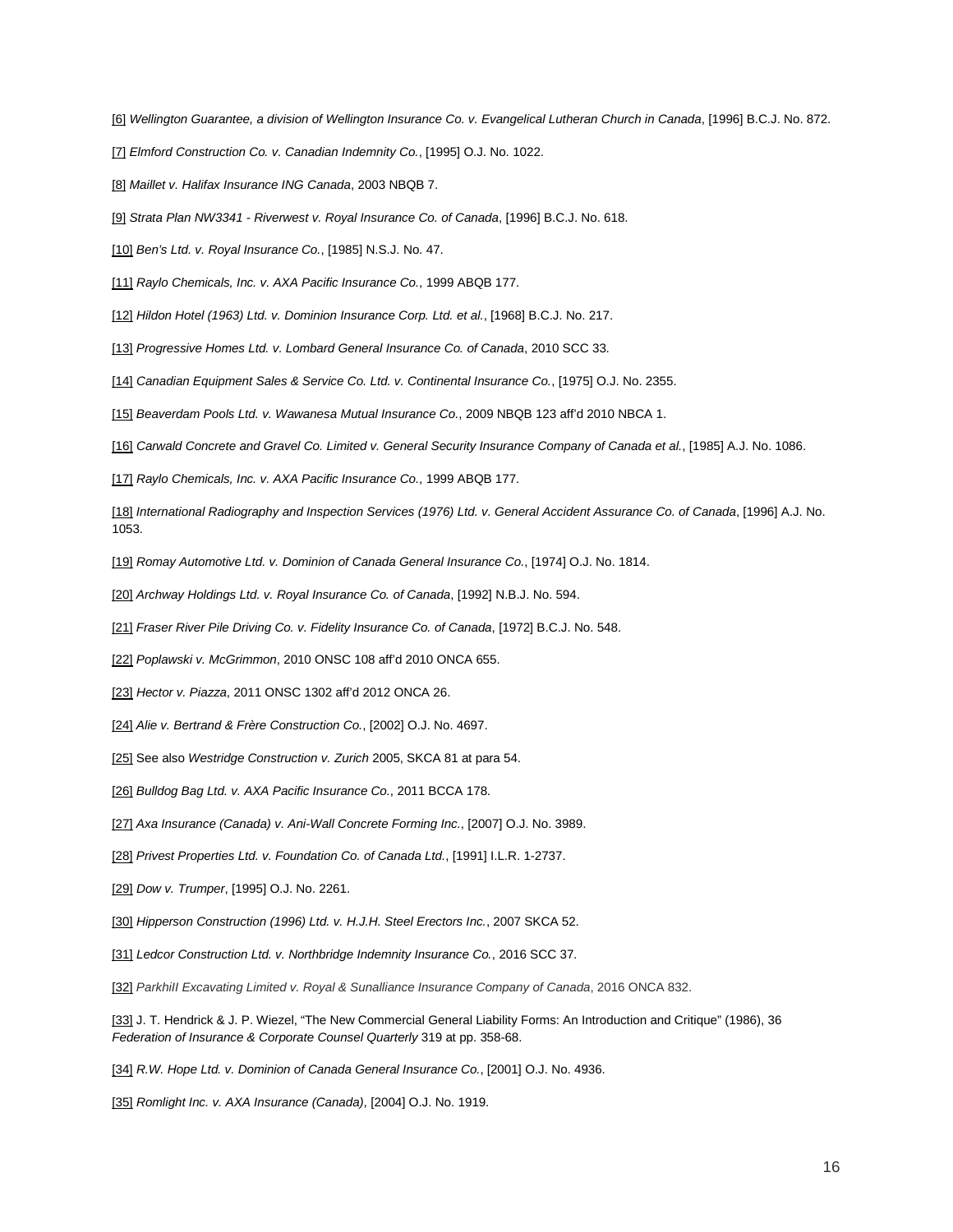[6] *Wellington Guarantee, a division of Wellington Insurance Co. v. Evangelical Lutheran Church in Canada*, [1996] B.C.J. No. 872.

[7] *Elmford Construction Co. v. Canadian Indemnity Co.*, [1995] O.J. No. 1022.

[8] *Maillet v. Halifax Insurance ING Canada*, 2003 NBQB 7.

[9] *Strata Plan NW3341 - Riverwest v. Royal Insurance Co. of Canada*, [1996] B.C.J. No. 618.

[10] *Ben's Ltd. v. Royal Insurance Co.*, [1985] N.S.J. No. 47.

[11] *Raylo Chemicals, Inc. v. AXA Pacific Insurance Co.*, 1999 ABQB 177.

[12] *Hildon Hotel (1963) Ltd. v. Dominion Insurance Corp. Ltd. et al.*, [1968] B.C.J. No. 217.

[13] *Progressive Homes Ltd. v. Lombard General Insurance Co. of Canada*, 2010 SCC 33.

[14] *Canadian Equipment Sales & Service Co. Ltd. v. Continental Insurance Co.*, [1975] O.J. No. 2355.

[15] *Beaverdam Pools Ltd. v. Wawanesa Mutual Insurance Co.*, 2009 NBQB 123 aff'd 2010 NBCA 1.

[16] *Carwald Concrete and Gravel Co. Limited v. General Security Insurance Company of Canada et al.*, [1985] A.J. No. 1086.

[17] *Raylo Chemicals, Inc. v. AXA Pacific Insurance Co.*, 1999 ABQB 177.

[18] *International Radiography and Inspection Services (1976) Ltd. v. General Accident Assurance Co. of Canada*, [1996] A.J. No. 1053.

[19] *Romay Automotive Ltd. v. Dominion of Canada General Insurance Co.*, [1974] O.J. No. 1814.

[20] *Archway Holdings Ltd. v. Royal Insurance Co. of Canada*, [1992] N.B.J. No. 594.

[21] *Fraser River Pile Driving Co. v. Fidelity Insurance Co. of Canada*, [1972] B.C.J. No. 548.

[22] *Poplawski v. McGrimmon*, 2010 ONSC 108 aff'd 2010 ONCA 655.

[23] *Hector v. Piazza*, 2011 ONSC 1302 aff'd 2012 ONCA 26.

[24] *Alie v. Bertrand & Frère Construction Co.*, [2002] O.J. No. 4697.

[25] See also *Westridge Construction v. Zurich* 2005, SKCA 81 at para 54.

[26] *Bulldog Bag Ltd. v. AXA Pacific Insurance Co.*, 2011 BCCA 178.

[27] *Axa Insurance (Canada) v. Ani-Wall Concrete Forming Inc.*, [2007] O.J. No. 3989.

[28] *Privest Properties Ltd. v. Foundation Co. of Canada Ltd.*, [1991] I.L.R. 1-2737.

[29] *Dow v. Trumper*, [1995] O.J. No. 2261.

[30] *Hipperson Construction (1996) Ltd. v. H.J.H. Steel Erectors Inc.*, 2007 SKCA 52.

[31] *Ledcor Construction Ltd. v. Northbridge Indemnity Insurance Co.*, 2016 SCC 37.

[32] *Parkhill Excavating Limited v. Royal & Sunalliance Insurance Company of Canada*, 2016 ONCA 832.

[33] J. T. Hendrick & J. P. Wiezel, "The New Commercial General Liability Forms: An Introduction and Critique" (1986), 36 *Federation of Insurance & Corporate Counsel Quarterly* 319 at pp. 358-68.

[34] *R.W. Hope Ltd. v. Dominion of Canada General Insurance Co.*, [2001] O.J. No. 4936.

[35] *Romlight Inc. v. AXA Insurance (Canada)*, [2004] O.J. No. 1919.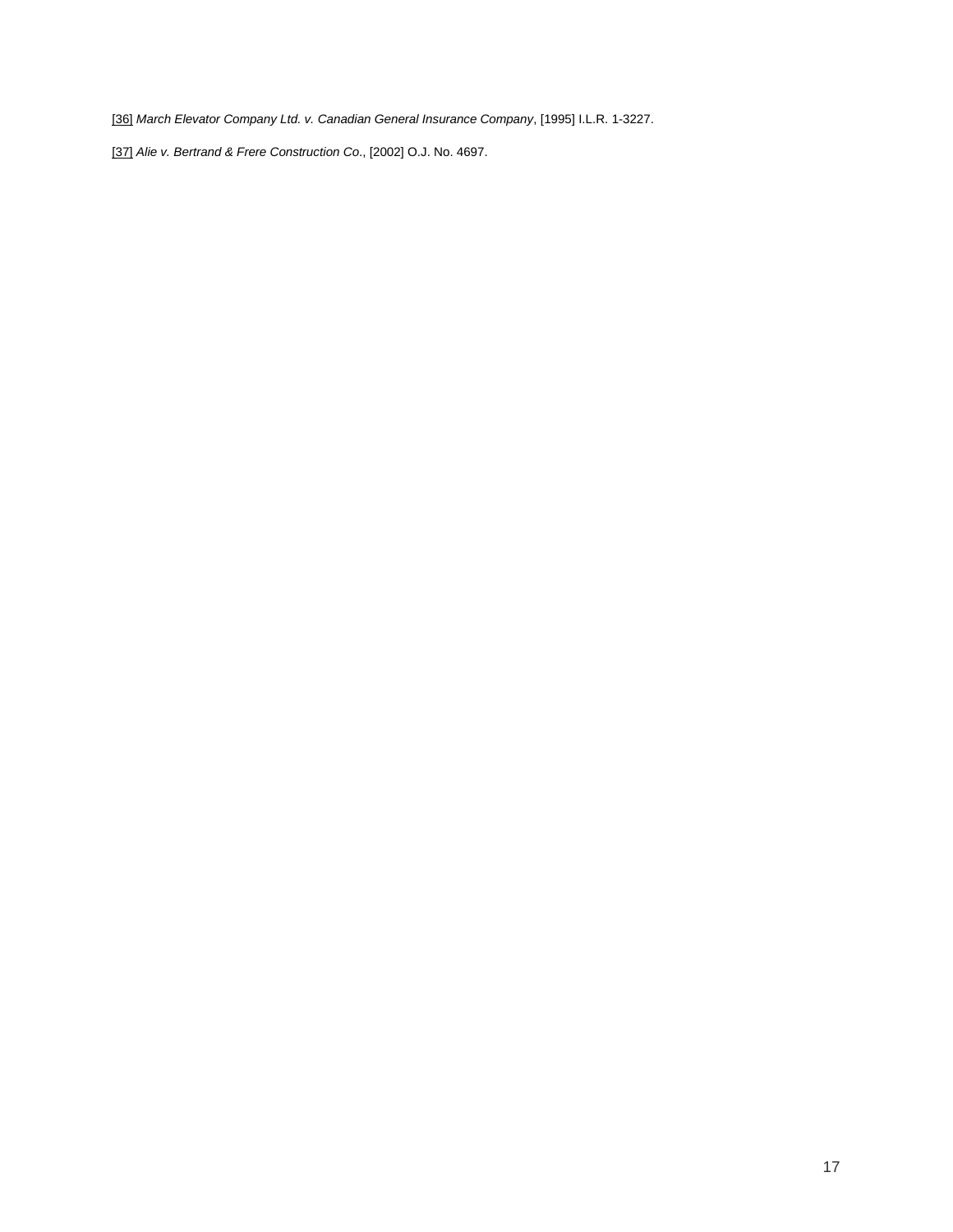[36] *March Elevator Company Ltd. v. Canadian General Insurance Company*, [1995] I.L.R. 1-3227.

[37] *Alie v. Bertrand & Frere Construction Co*., [2002] O.J. No. 4697.